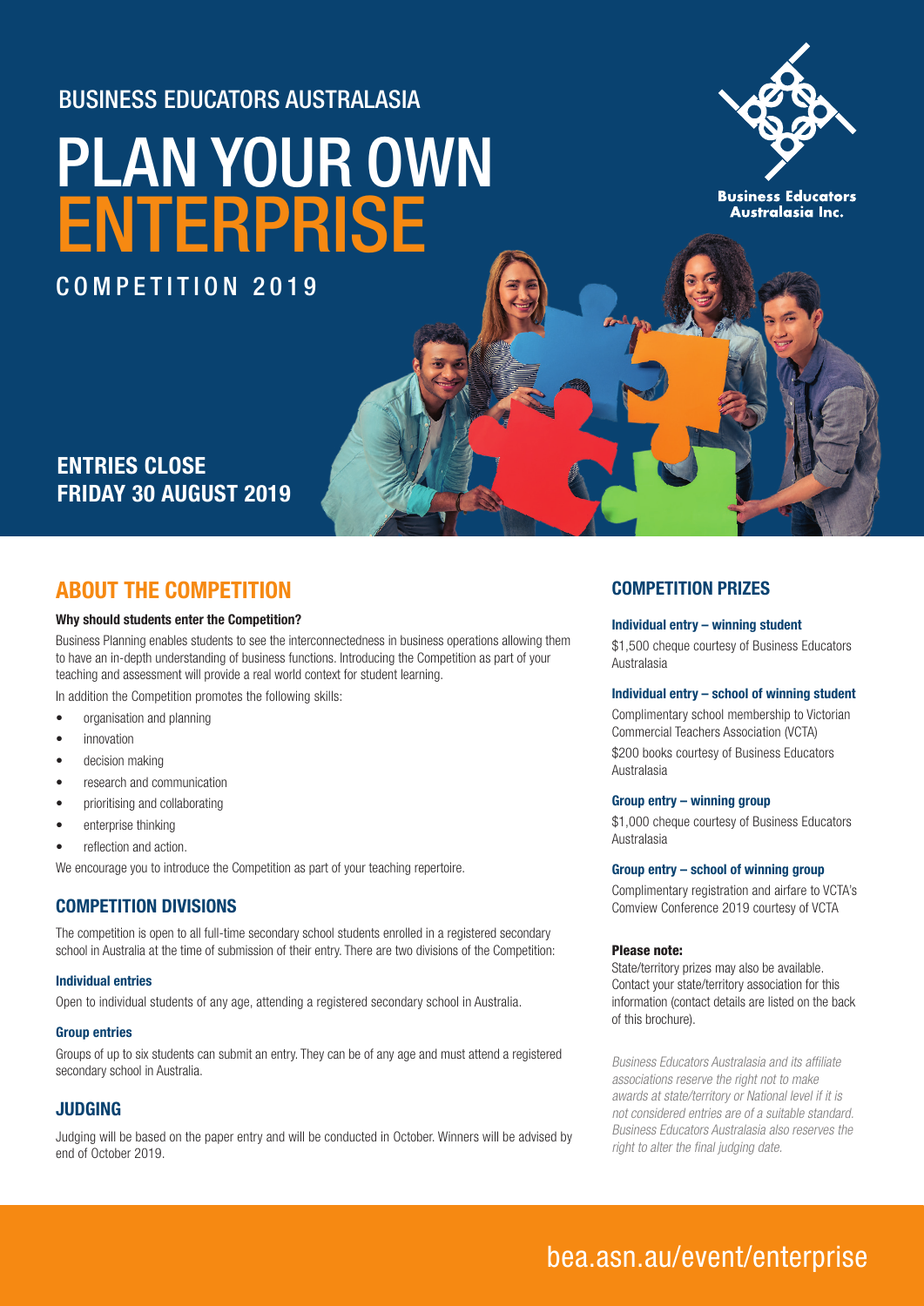BUSINESS EDUCATORS AUSTRALASIA

# PLAN YOUR OWN ENTERPRISE

COMPETITION 2019

Business Educators Australasia Inc.

**ENTRIES CLOSE FRIDAY 30 AUGUST 2019**

## ABOUT THE COMPETITION

**Why should students enter the Competition?**

Business Planning enables students to see the interconnectedness in business operations allowing them to have an in-depth understanding of business functions. Introducing the Competition as part of your teaching and assessment will provide a real world context for student learning.

In addition the Competition promotes the following skills:

- organisation and planning
- innovation
- decision making
- research and communication
- prioritising and collaborating
- enterprise thinking
- reflection and action.

We encourage you to introduce the Competition as part of your teaching repertoire.

### COMPETITION DIVISIONS

The competition is open to all full-time secondary school students enrolled in a registered secondary school in Australia at the time of submission of their entry. There are two divisions of the Competition:

**Individual entries**

Open to individual students of any age, attending a registered secondary school in Australia.

**Group entries**

Groups of up to six students can submit an entry. They can be of any age and must attend a registered secondary school in Australia.

### JUDGING

Judging will be based on the paper entry and will be conducted in October. Winners will be advised by end of October 2019.

### COMPETITION PRIZES

**Individual entry – winning student**

$1,500 cheque courtesy of Business Educators Australasia

**Individual entry – school of winning student**

Complimentary school membership to Victorian Commercial Teachers Association (VCTA)

$200 books courtesy of Business Educators Australasia

**Group entry – winning group**

$1,000 cheque courtesy of Business Educators Australasia

**Group entry – school of winning group**

Complimentary registration and airfare to VCTA's Comview Conference 2019 courtesy of VCTA

**Please note:**

State/territory prizes may also be available. Contact your state/territory association for this information (contact details are listed on the back of this brochure).

*Business Educators Australasia and its affiliate associations reserve the right not to make awards at state/territory or National level if it is not considered entries are of a suitable standard. Business Educators Australasia also reserves the right to alter the final judging date.*

bea.asn.au/event/enterprise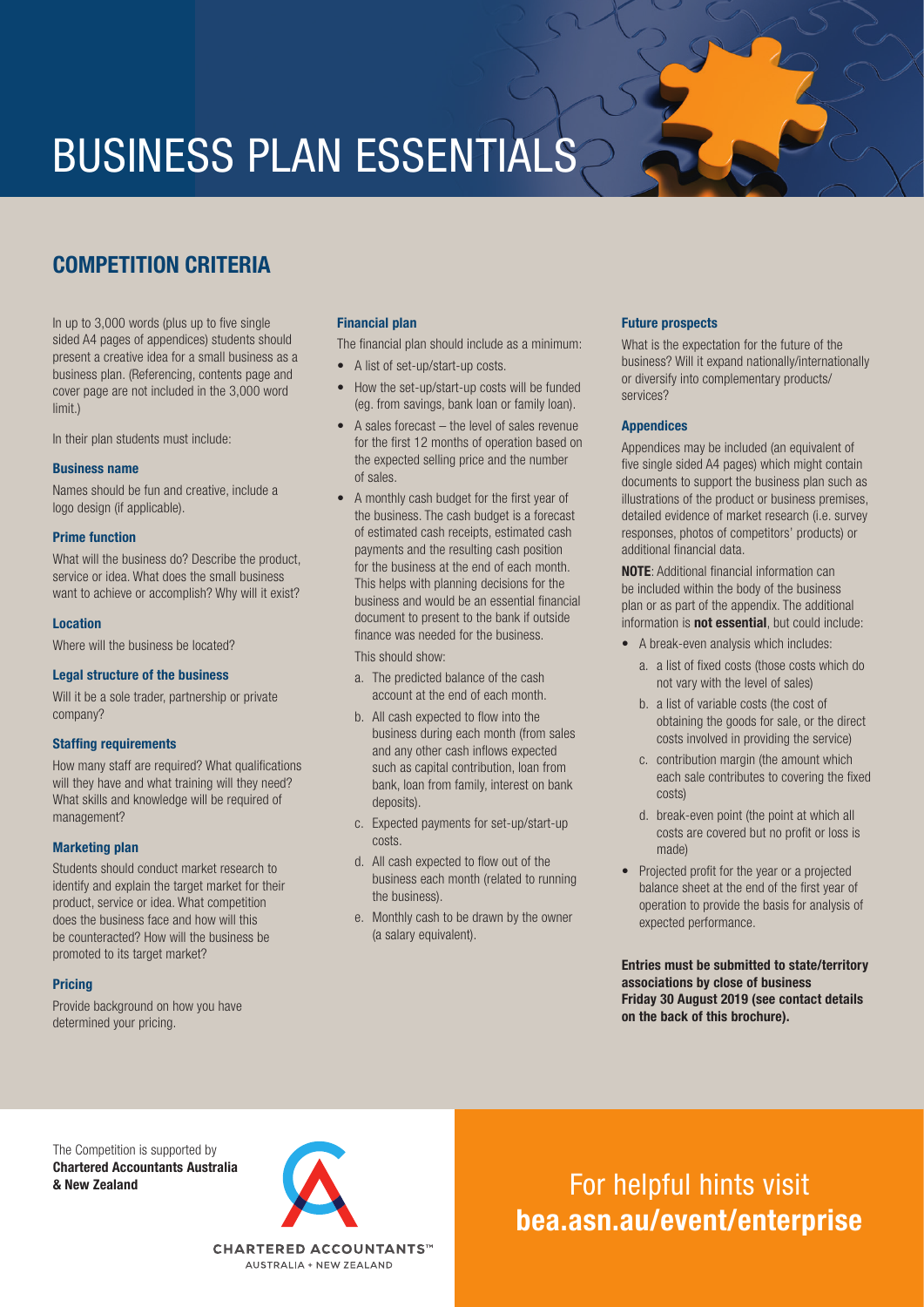# BUSINESS PLAN ESSENTIALS

## COMPETITION CRITERIA

In up to 3,000 words (plus up to five single sided A4 pages of appendices) students should present a creative idea for a small business as a business plan. (Referencing, contents page and cover page are not included in the 3,000 word limit.)

In their plan students must include:

### Business name

Names should be fun and creative, include a logo design (if applicable).

### Prime function

What will the business do? Describe the product, service or idea. What does the small business want to achieve or accomplish? Why will it exist?

### Location

Where will the business be located?

### Legal structure of the business

Will it be a sole trader, partnership or private company?

### Staffing requirements

How many staff are required? What qualifications will they have and what training will they need? What skills and knowledge will be required of management?

### Marketing plan

Students should conduct market research to identify and explain the target market for their product, service or idea. What competition does the business face and how will this be counteracted? How will the business be promoted to its target market?

### Pricing

Provide background on how you have determined your pricing.

### Financial plan

The financial plan should include as a minimum:

- A list of set-up/start-up costs.
- How the set-up/start-up costs will be funded (eg. from savings, bank loan or family loan).
- A sales forecast – the level of sales revenue for the first 12 months of operation based on the expected selling price and the number of sales.
- A monthly cash budget for the first year of the business. The cash budget is a forecast of estimated cash receipts, estimated cash payments and the resulting cash position for the business at the end of each month. This helps with planning decisions for the business and would be an essential financial document to present to the bank if outside finance was needed for the business.

  This should show:

  a. The predicted balance of the cash account at the end of each month.

  b. All cash expected to flow into the business during each month (from sales and any other cash inflows expected such as capital contribution, loan from bank, loan from family, interest on bank deposits).

  c. Expected payments for set-up/start-up costs.

  d. All cash expected to flow out of the business each month (related to running the business).

  e. Monthly cash to be drawn by the owner (a salary equivalent).

### Future prospects

What is the expectation for the future of the business? Will it expand nationally/internationally or diversify into complementary products/services?

### Appendices

Appendices may be included (an equivalent of five single sided A4 pages) which might contain documents to support the business plan such as illustrations of the product or business premises, detailed evidence of market research (i.e. survey responses, photos of competitors' products) or additional financial data.

**NOTE**: Additional financial information can be included within the body of the business plan or as part of the appendix. The additional information is **not essential**, but could include:

- A break-even analysis which includes:
  a. a list of fixed costs (those costs which do not vary with the level of sales)
  b. a list of variable costs (the cost of obtaining the goods for sale, or the direct costs involved in providing the service)
  c. contribution margin (the amount which each sale contributes to covering the fixed costs)
  d. break-even point (the point at which all costs are covered but no profit or loss is made)
- Projected profit for the year or a projected balance sheet at the end of the first year of operation to provide the basis for analysis of expected performance.

**Entries must be submitted to state/territory associations by close of business Friday 30 August 2019 (see contact details on the back of this brochure).**

The Competition is supported by **Chartered Accountants Australia & New Zealand**

CHARTERED ACCOUNTANTS™ AUSTRALIA + NEW ZEALAND

For helpful hints visit **bea.asn.au/event/enterprise**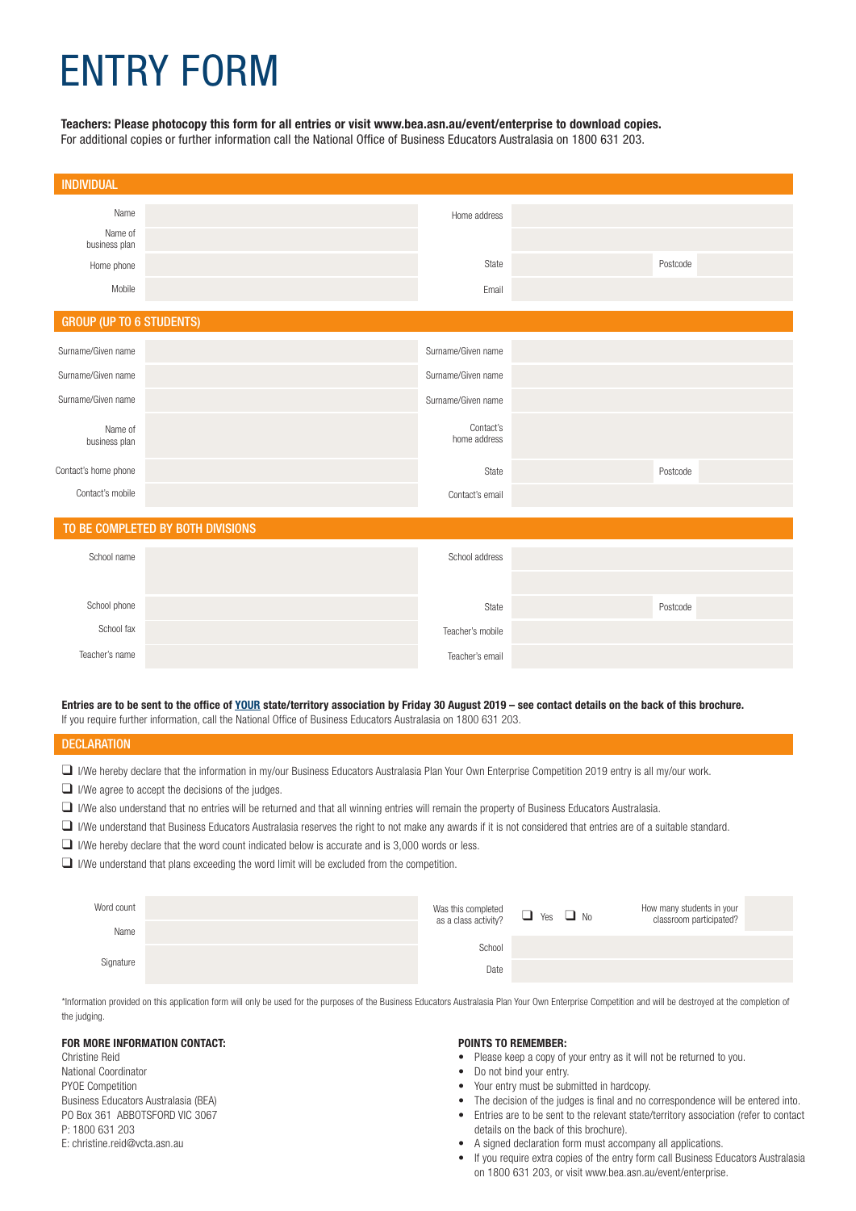# ENTRY FORM

**Teachers: Please photocopy this form for all entries or visit www.bea.asn.au/event/enterprise to download copies.**
For additional copies or further information call the National Office of Business Educators Australasia on 1800 631 203.

## INDIVIDUAL

| | | | | | |
|---|---|---|---|---|---|
| Name | | Home address | | | |
| Name of business plan | | | | | |
| Home phone | | State | | Postcode | |
| Mobile | | Email | | | |

## GROUP (UP TO 6 STUDENTS)

| | | | | | |
|---|---|---|---|---|---|
| Surname/Given name | | Surname/Given name | | | |
| Surname/Given name | | Surname/Given name | | | |
| Surname/Given name | | Surname/Given name | | | |
| Name of business plan | | Contact's home address | | | |
| Contact's home phone | | State | | Postcode | |
| Contact's mobile | | Contact's email | | | |

## TO BE COMPLETED BY BOTH DIVISIONS

| | | | | | |
|---|---|---|---|---|---|
| School name | | School address | | | |
| School phone | | State | | Postcode | |
| School fax | | Teacher's mobile | | | |
| Teacher's name | | Teacher's email | | | |

**Entries are to be sent to the office of YOUR state/territory association by Friday 30 August 2019 – see contact details on the back of this brochure.**
If you require further information, call the National Office of Business Educators Australasia on 1800 631 203.

## DECLARATION

- ❑ I/We hereby declare that the information in my/our Business Educators Australasia Plan Your Own Enterprise Competition 2019 entry is all my/our work.
- ❑ I/We agree to accept the decisions of the judges.
- ❑ I/We also understand that no entries will be returned and that all winning entries will remain the property of Business Educators Australasia.
- ❑ I/We understand that Business Educators Australasia reserves the right to not make any awards if it is not considered that entries are of a suitable standard.
- ❑ I/We hereby declare that the word count indicated below is accurate and is 3,000 words or less.
- ❑ I/We understand that plans exceeding the word limit will be excluded from the competition.

| | | | | | |
|---|---|---|---|---|---|
| Word count | | Was this completed as a class activity? | ❑ Yes ❑ No | How many students in your classroom participated? | |
| Name | | | | | |
| Signature | | School | | | |
| | | Date | | | |

*Information provided on this application form will only be used for the purposes of the Business Educators Australasia Plan Your Own Enterprise Competition and will be destroyed at the completion of the judging.

**FOR MORE INFORMATION CONTACT:**
Christine Reid
National Coordinator
PYOE Competition
Business Educators Australasia (BEA)
PO Box 361 ABBOTSFORD VIC 3067
P: 1800 631 203
E: christine.reid@vcta.asn.au

**POINTS TO REMEMBER:**

- Please keep a copy of your entry as it will not be returned to you.
- Do not bind your entry.
- Your entry must be submitted in hardcopy.
- The decision of the judges is final and no correspondence will be entered into.
- Entries are to be sent to the relevant state/territory association (refer to contact details on the back of this brochure).
- A signed declaration form must accompany all applications.
- If you require extra copies of the entry form call Business Educators Australasia on 1800 631 203, or visit www.bea.asn.au/event/enterprise.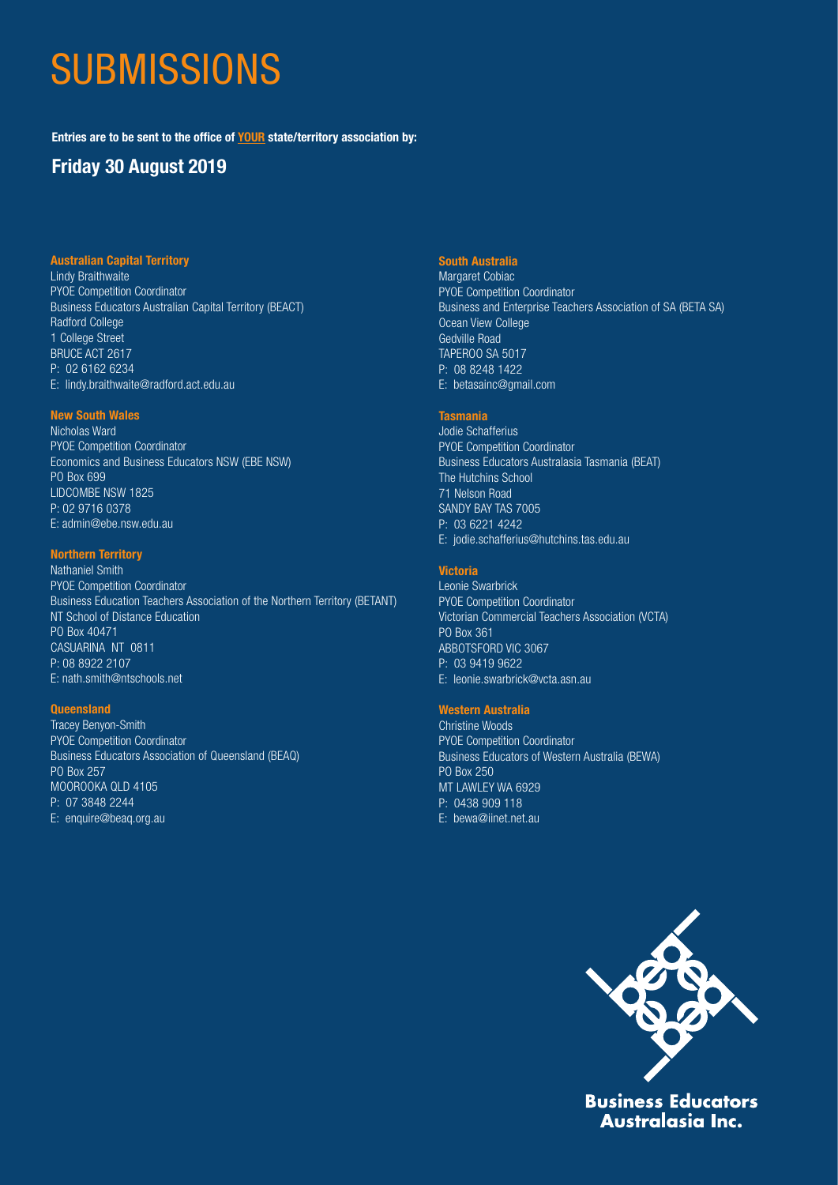# SUBMISSIONS

**Entries are to be sent to the office of YOUR state/territory association by:**

## Friday 30 August 2019

### Australian Capital Territory

Lindy Braithwaite
PYOE Competition Coordinator
Business Educators Australian Capital Territory (BEACT)
Radford College
1 College Street
BRUCE ACT 2617
P: 02 6162 6234
E: lindy.braithwaite@radford.act.edu.au

### New South Wales

Nicholas Ward
PYOE Competition Coordinator
Economics and Business Educators NSW (EBE NSW)
PO Box 699
LIDCOMBE NSW 1825
P: 02 9716 0378
E: admin@ebe.nsw.edu.au

### Northern Territory

Nathaniel Smith
PYOE Competition Coordinator
Business Education Teachers Association of the Northern Territory (BETANT)
NT School of Distance Education
PO Box 40471
CASUARINA NT 0811
P: 08 8922 2107
E: nath.smith@ntschools.net

### Queensland

Tracey Benyon-Smith
PYOE Competition Coordinator
Business Educators Association of Queensland (BEAQ)
PO Box 257
MOOROOKA QLD 4105
P: 07 3848 2244
E: enquire@beaq.org.au

### South Australia

Margaret Cobiac
PYOE Competition Coordinator
Business and Enterprise Teachers Association of SA (BETA SA)
Ocean View College
Gedville Road
TAPEROO SA 5017
P: 08 8248 1422
E: betasainc@gmail.com

### Tasmania

Jodie Schafferius
PYOE Competition Coordinator
Business Educators Australasia Tasmania (BEAT)
The Hutchins School
71 Nelson Road
SANDY BAY TAS 7005
P: 03 6221 4242
E: jodie.schafferius@hutchins.tas.edu.au

### Victoria

Leonie Swarbrick
PYOE Competition Coordinator
Victorian Commercial Teachers Association (VCTA)
PO Box 361
ABBOTSFORD VIC 3067
P: 03 9419 9622
E: leonie.swarbrick@vcta.asn.au

### Western Australia

Christine Woods
PYOE Competition Coordinator
Business Educators of Western Australia (BEWA)
PO Box 250
MT LAWLEY WA 6929
P: 0438 909 118
E: bewa@iinet.net.au

**Business Educators Australasia Inc.**